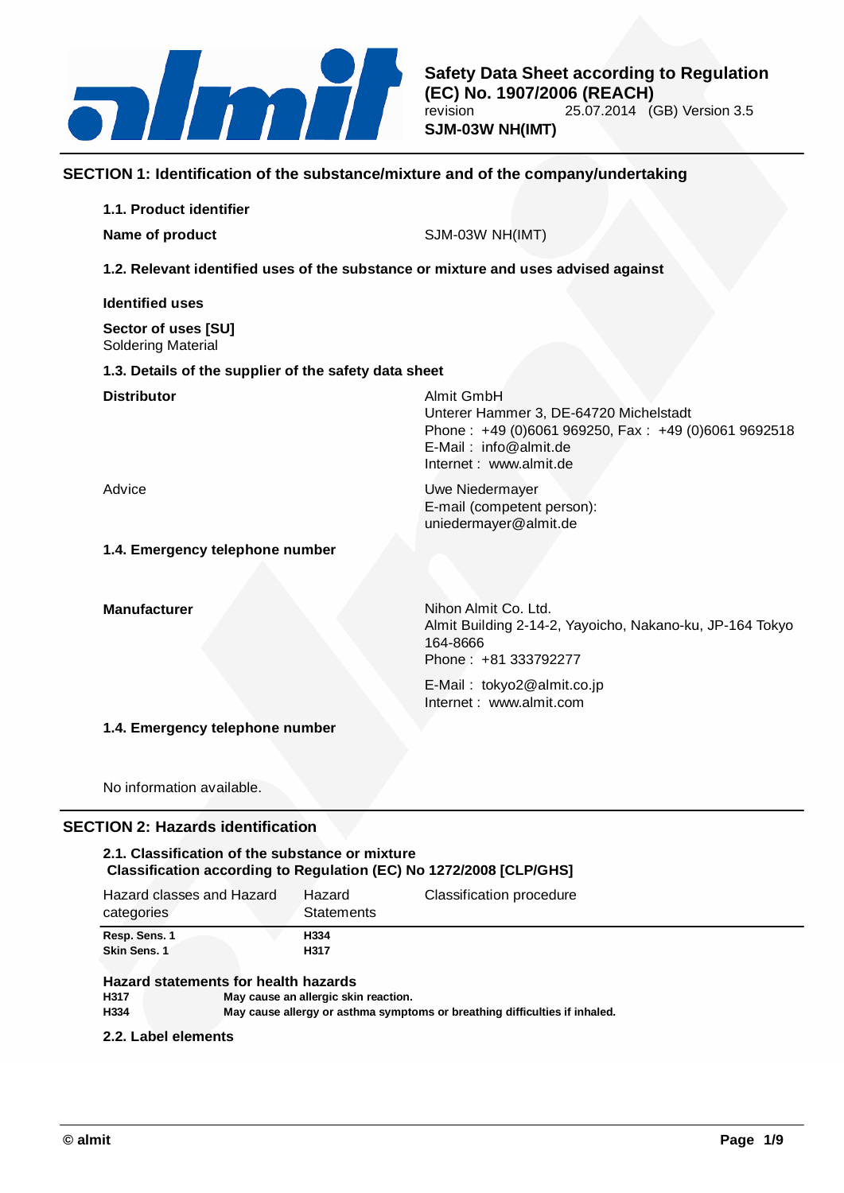**Safety Data Sheet according to Regulation (EC) No. 1907/2006 (REACH)**
revision 25.07.2014 (GB) Version 3.5
**SJM-03W NH(IMT)**

## SECTION 1: Identification of the substance/mixture and of the company/undertaking

### 1.1. Product identifier

**Name of product** SJM-03W NH(IMT)

### 1.2. Relevant identified uses of the substance or mixture and uses advised against

**Identified uses**

**Sector of uses [SU]**
Soldering Material

### 1.3. Details of the supplier of the safety data sheet

**Distributor**

Almit GmbH
Unterer Hammer 3, DE-64720 Michelstadt
Phone : +49 (0)6061 969250, Fax : +49 (0)6061 9692518
E-Mail : info@almit.de
Internet : www.almit.de

Advice

Uwe Niedermayer
E-mail (competent person):
uniedermayer@almit.de

### 1.4. Emergency telephone number

**Manufacturer**

Nihon Almit Co. Ltd.
Almit Building 2-14-2, Yayoicho, Nakano-ku, JP-164 Tokyo 164-8666
Phone : +81 333792277

E-Mail : tokyo2@almit.co.jp
Internet : www.almit.com

### 1.4. Emergency telephone number

No information available.

## SECTION 2: Hazards identification

### 2.1. Classification of the substance or mixture
**Classification according to Regulation (EC) No 1272/2008 [CLP/GHS]**

| Hazard classes and Hazard categories | Hazard Statements | Classification procedure |
|---|---|---|
| **Resp. Sens. 1** | **H334** | |
| **Skin Sens. 1** | **H317** | |

**Hazard statements for health hazards**

| | |
|---|---|
| **H317** | **May cause an allergic skin reaction.** |
| **H334** | **May cause allergy or asthma symptoms or breathing difficulties if inhaled.** |

### 2.2. Label elements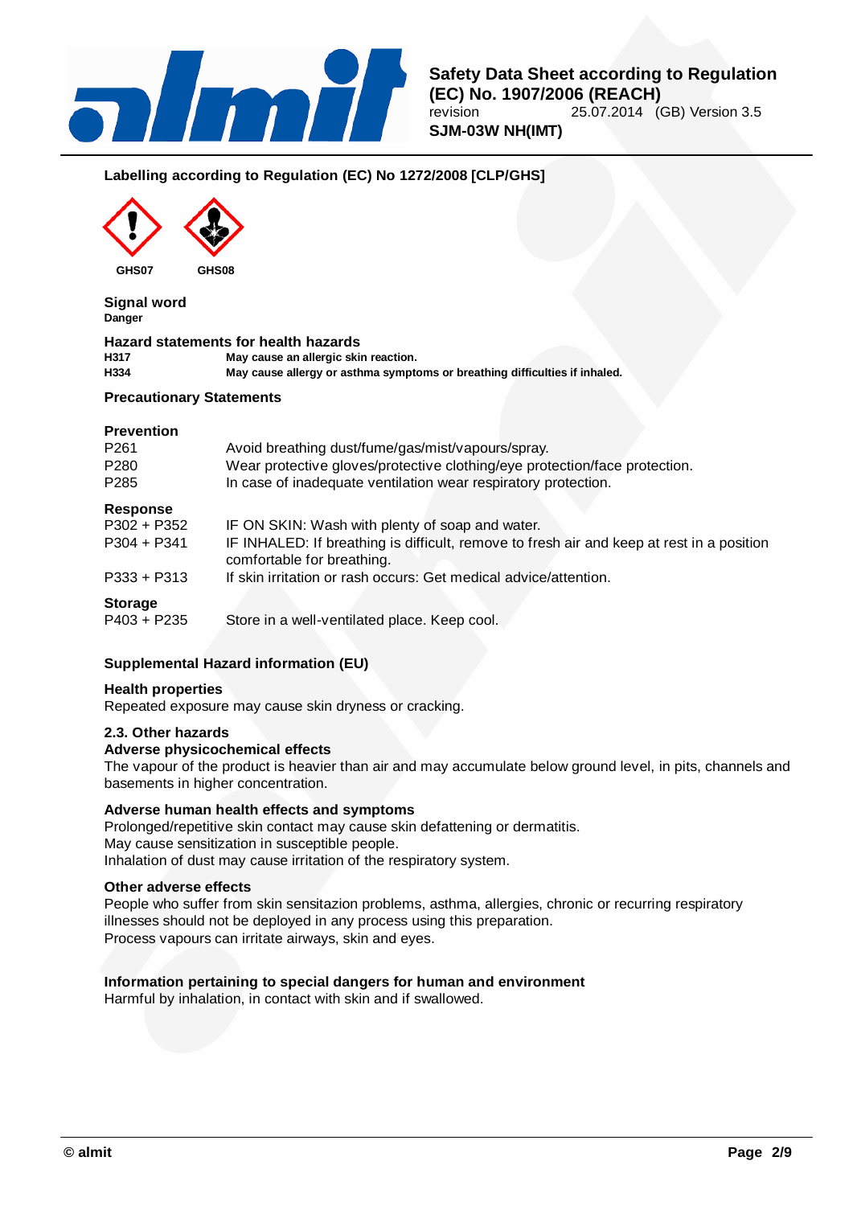## Labelling according to Regulation (EC) No 1272/2008 [CLP/GHS]

GHS07 GHS08

### Signal word
**Danger**

### Hazard statements for health hazards

| | |
|---|---|
| **H317** | **May cause an allergic skin reaction.** |
| **H334** | **May cause allergy or asthma symptoms or breathing difficulties if inhaled.** |

### Precautionary Statements

**Prevention**

| | |
|---|---|
| P261 | Avoid breathing dust/fume/gas/mist/vapours/spray. |
| P280 | Wear protective gloves/protective clothing/eye protection/face protection. |
| P285 | In case of inadequate ventilation wear respiratory protection. |

**Response**

| | |
|---|---|
| P302 + P352 | IF ON SKIN: Wash with plenty of soap and water. |
| P304 + P341 | IF INHALED: If breathing is difficult, remove to fresh air and keep at rest in a position comfortable for breathing. |
| P333 + P313 | If skin irritation or rash occurs: Get medical advice/attention. |

**Storage**

| | |
|---|---|
| P403 + P235 | Store in a well-ventilated place. Keep cool. |

### Supplemental Hazard information (EU)

**Health properties**
Repeated exposure may cause skin dryness or cracking.

### 2.3. Other hazards

**Adverse physicochemical effects**
The vapour of the product is heavier than air and may accumulate below ground level, in pits, channels and basements in higher concentration.

**Adverse human health effects and symptoms**
Prolonged/repetitive skin contact may cause skin defattening or dermatitis.
May cause sensitization in susceptible people.
Inhalation of dust may cause irritation of the respiratory system.

**Other adverse effects**
People who suffer from skin sensitazion problems, asthma, allergies, chronic or recurring respiratory illnesses should not be deployed in any process using this preparation.
Process vapours can irritate airways, skin and eyes.

**Information pertaining to special dangers for human and environment**
Harmful by inhalation, in contact with skin and if swallowed.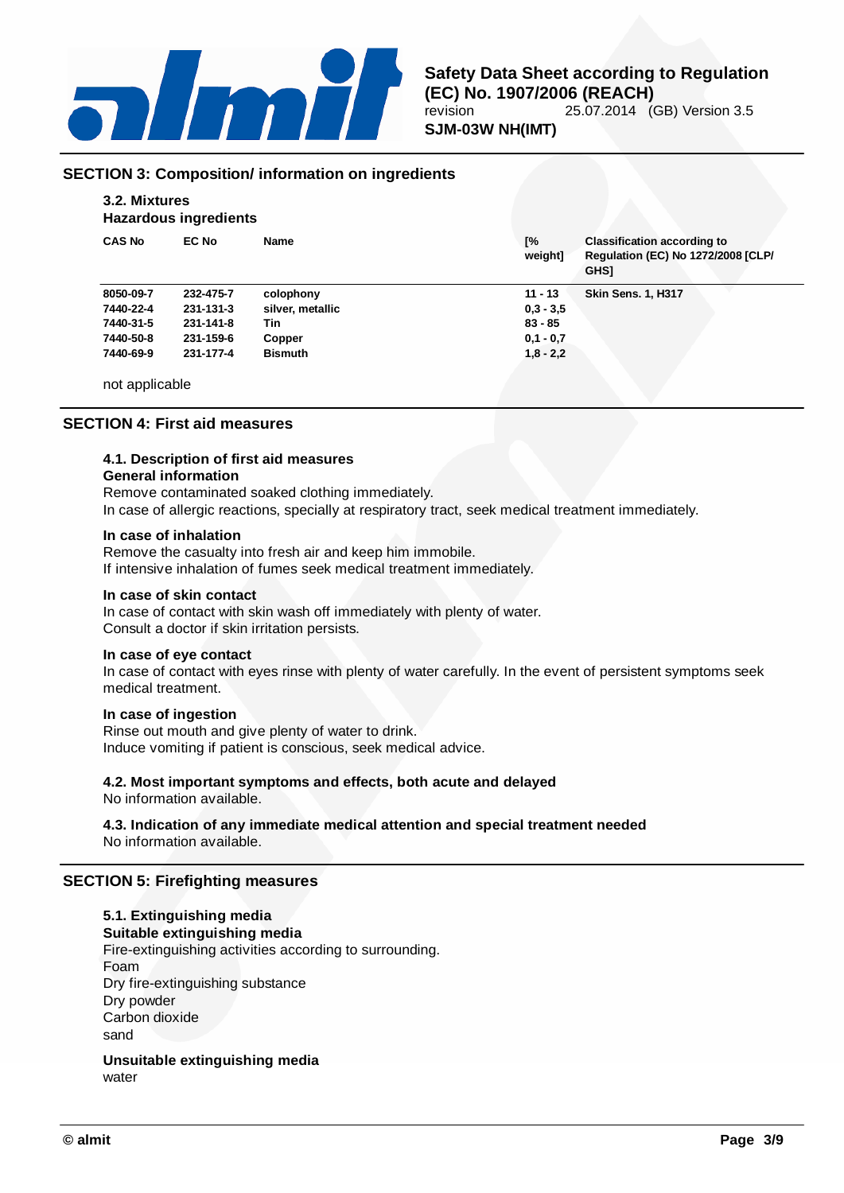## SECTION 3: Composition/ information on ingredients

### 3.2. Mixtures

**Hazardous ingredients**

| CAS No | EC No | Name | [% weight] | Classification according to Regulation (EC) No 1272/2008 [CLP/ GHS] |
|---|---|---|---|---|
| 8050-09-7 | 232-475-7 | colophony | 11 - 13 | Skin Sens. 1, H317 |
| 7440-22-4 | 231-131-3 | silver, metallic | 0,3 - 3,5 | |
| 7440-31-5 | 231-141-8 | Tin | 83 - 85 | |
| 7440-50-8 | 231-159-6 | Copper | 0,1 - 0,7 | |
| 7440-69-9 | 231-177-4 | Bismuth | 1,8 - 2,2 | |

not applicable

## SECTION 4: First aid measures

### 4.1. Description of first aid measures

**General information**

Remove contaminated soaked clothing immediately.
In case of allergic reactions, specially at respiratory tract, seek medical treatment immediately.

**In case of inhalation**

Remove the casualty into fresh air and keep him immobile.
If intensive inhalation of fumes seek medical treatment immediately.

**In case of skin contact**

In case of contact with skin wash off immediately with plenty of water.
Consult a doctor if skin irritation persists.

**In case of eye contact**

In case of contact with eyes rinse with plenty of water carefully. In the event of persistent symptoms seek medical treatment.

**In case of ingestion**

Rinse out mouth and give plenty of water to drink.
Induce vomiting if patient is conscious, seek medical advice.

### 4.2. Most important symptoms and effects, both acute and delayed

No information available.

### 4.3. Indication of any immediate medical attention and special treatment needed

No information available.

## SECTION 5: Firefighting measures

### 5.1. Extinguishing media

**Suitable extinguishing media**

Fire-extinguishing activities according to surrounding.
Foam
Dry fire-extinguishing substance
Dry powder
Carbon dioxide
sand

**Unsuitable extinguishing media**

water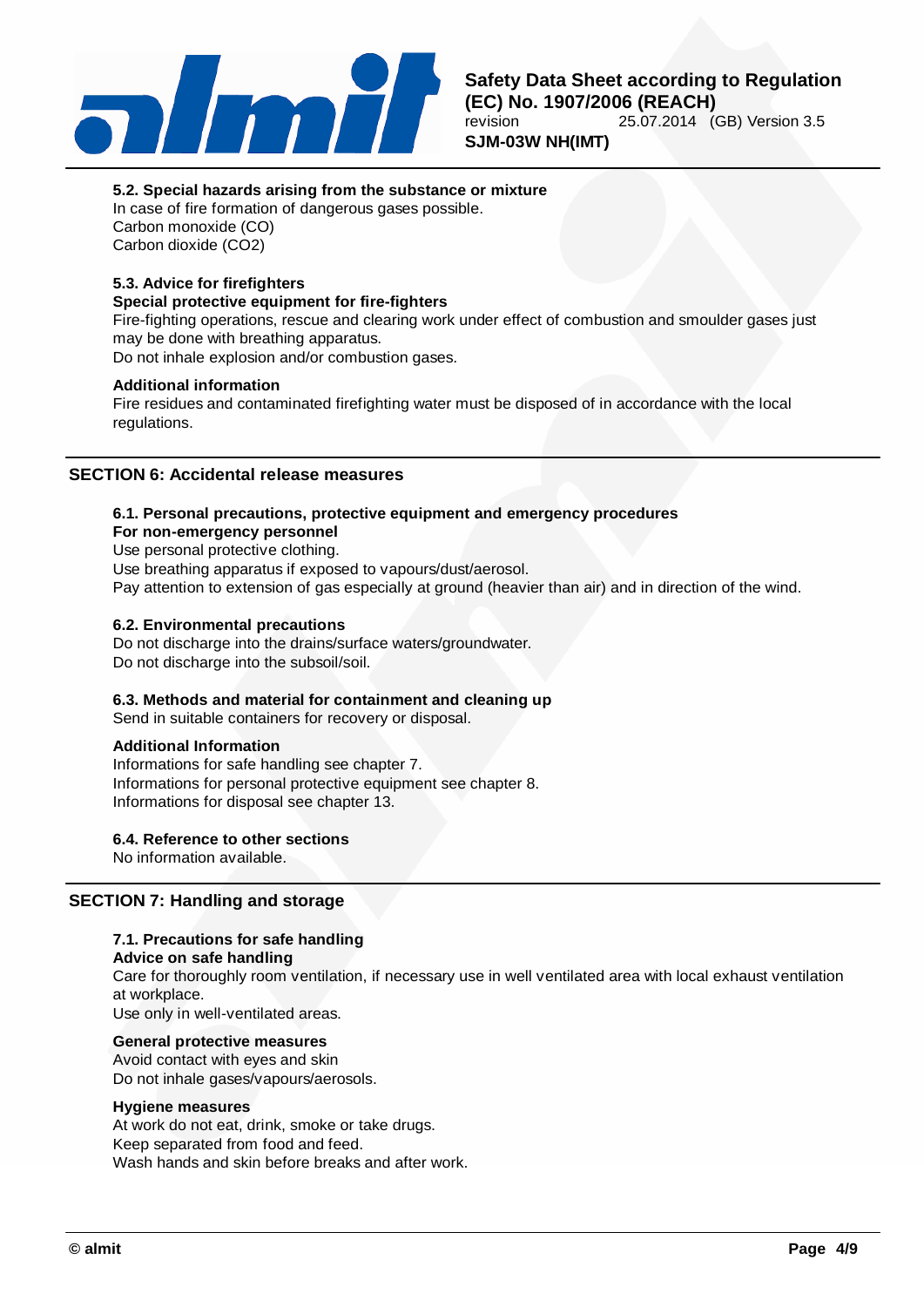### 5.2. Special hazards arising from the substance or mixture

In case of fire formation of dangerous gases possible.
Carbon monoxide (CO)
Carbon dioxide ($CO_2$)

### 5.3. Advice for firefighters

**Special protective equipment for fire-fighters**

Fire-fighting operations, rescue and clearing work under effect of combustion and smoulder gases just may be done with breathing apparatus.
Do not inhale explosion and/or combustion gases.

**Additional information**

Fire residues and contaminated firefighting water must be disposed of in accordance with the local regulations.

## SECTION 6: Accidental release measures

### 6.1. Personal precautions, protective equipment and emergency procedures

**For non-emergency personnel**

Use personal protective clothing.
Use breathing apparatus if exposed to vapours/dust/aerosol.
Pay attention to extension of gas especially at ground (heavier than air) and in direction of the wind.

### 6.2. Environmental precautions

Do not discharge into the drains/surface waters/groundwater.
Do not discharge into the subsoil/soil.

### 6.3. Methods and material for containment and cleaning up

Send in suitable containers for recovery or disposal.

**Additional Information**

Informations for safe handling see chapter 7.
Informations for personal protective equipment see chapter 8.
Informations for disposal see chapter 13.

### 6.4. Reference to other sections

No information available.

## SECTION 7: Handling and storage

### 7.1. Precautions for safe handling

**Advice on safe handling**

Care for thoroughly room ventilation, if necessary use in well ventilated area with local exhaust ventilation at workplace.
Use only in well-ventilated areas.

**General protective measures**

Avoid contact with eyes and skin
Do not inhale gases/vapours/aerosols.

**Hygiene measures**

At work do not eat, drink, smoke or take drugs.
Keep separated from food and feed.
Wash hands and skin before breaks and after work.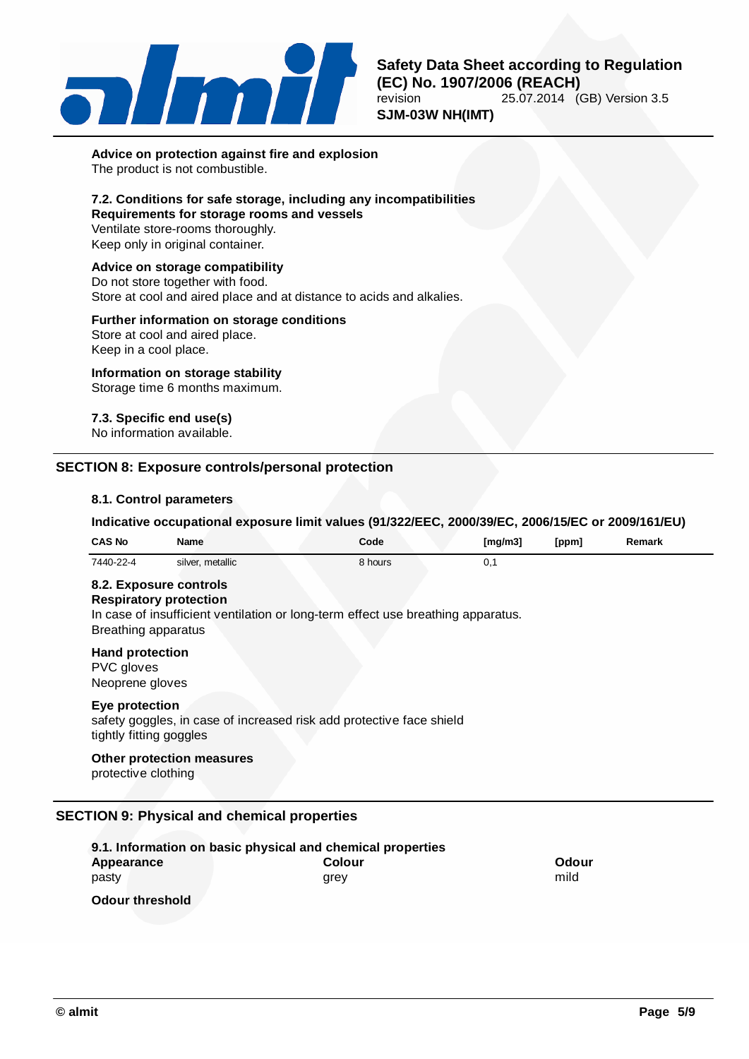**Advice on protection against fire and explosion**

The product is not combustible.

### 7.2. Conditions for safe storage, including any incompatibilities

**Requirements for storage rooms and vessels**

Ventilate store-rooms thoroughly.
Keep only in original container.

**Advice on storage compatibility**

Do not store together with food.
Store at cool and aired place and at distance to acids and alkalies.

**Further information on storage conditions**

Store at cool and aired place.
Keep in a cool place.

**Information on storage stability**

Storage time 6 months maximum.

### 7.3. Specific end use(s)

No information available.

## SECTION 8: Exposure controls/personal protection

### 8.1. Control parameters

**Indicative occupational exposure limit values (91/322/EEC, 2000/39/EC, 2006/15/EC or 2009/161/EU)**

| CAS No | Name | Code | [mg/m3] | [ppm] | Remark |
|---|---|---|---|---|---|
| 7440-22-4 | silver, metallic | 8 hours | 0,1 | | |

### 8.2. Exposure controls

**Respiratory protection**

In case of insufficient ventilation or long-term effect use breathing apparatus.
Breathing apparatus

**Hand protection**

PVC gloves
Neoprene gloves

**Eye protection**

safety goggles, in case of increased risk add protective face shield
tightly fitting goggles

**Other protection measures**

protective clothing

## SECTION 9: Physical and chemical properties

### 9.1. Information on basic physical and chemical properties

**Appearance**
pasty

**Colour**
grey

**Odour**
mild

**Odour threshold**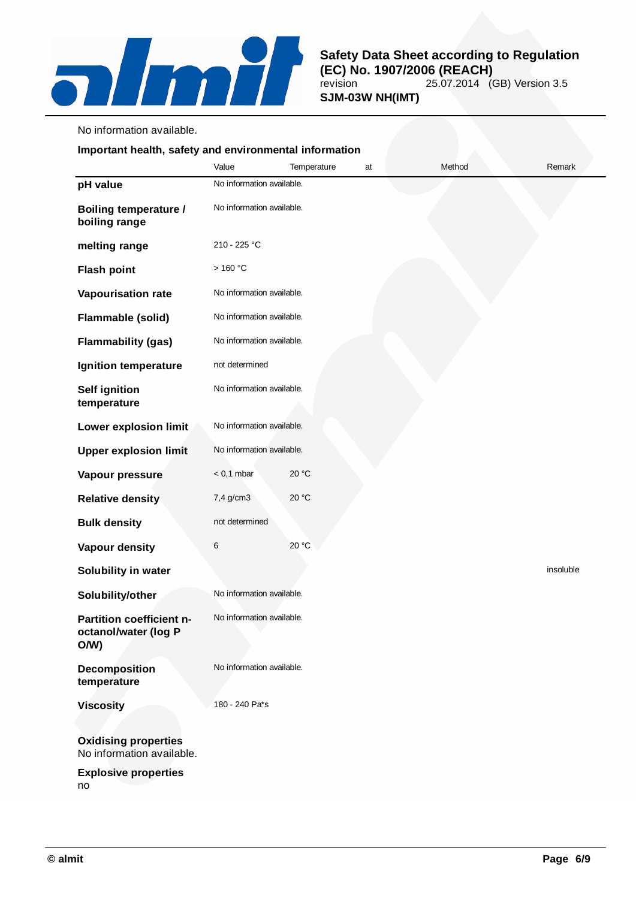No information available.

**Important health, safety and environmental information**

| | Value | Temperature at | Method | Remark |
|---|---|---|---|---|
| **pH value** | No information available. | | | |
| **Boiling temperature / boiling range** | No information available. | | | |
| **melting range** | 210 - 225 °C | | | |
| **Flash point** | > 160 °C | | | |
| **Vapourisation rate** | No information available. | | | |
| **Flammable (solid)** | No information available. | | | |
| **Flammability (gas)** | No information available. | | | |
| **Ignition temperature** | not determined | | | |
| **Self ignition temperature** | No information available. | | | |
| **Lower explosion limit** | No information available. | | | |
| **Upper explosion limit** | No information available. | | | |
| **Vapour pressure** | < 0,1 mbar | 20 °C | | |
| **Relative density** | 7,4 g/cm3 | 20 °C | | |
| **Bulk density** | not determined | | | |
| **Vapour density** | 6 | 20 °C | | |
| **Solubility in water** | | | | insoluble |
| **Solubility/other** | No information available. | | | |
| **Partition coefficient n-octanol/water (log P O/W)** | No information available. | | | |
| **Decomposition temperature** | No information available. | | | |
| **Viscosity** | 180 - 240 Pa*s | | | |

**Oxidising properties**
No information available.

**Explosive properties**
no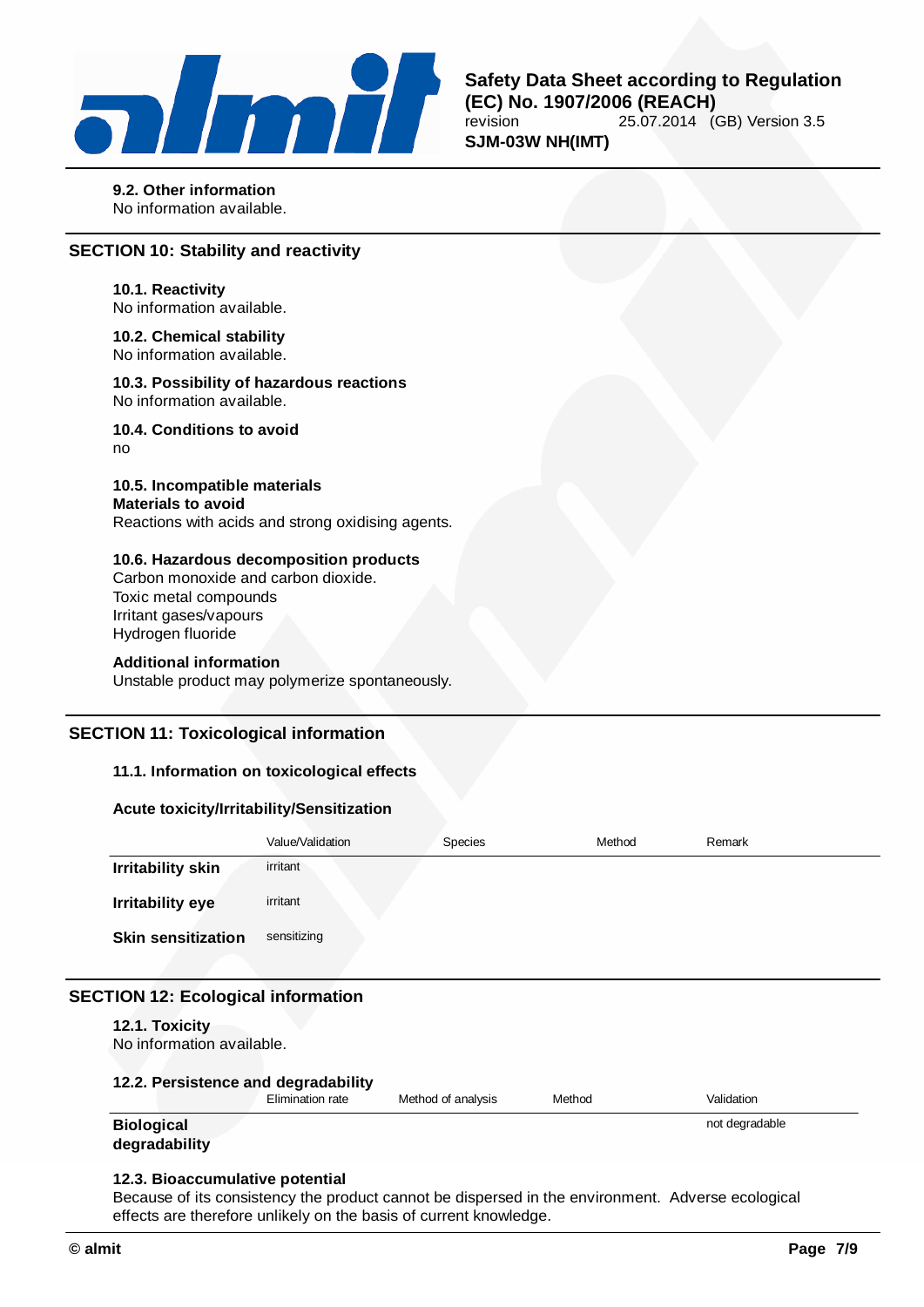#### 9.2. Other information
No information available.

## SECTION 10: Stability and reactivity

#### 10.1. Reactivity
No information available.

#### 10.2. Chemical stability
No information available.

#### 10.3. Possibility of hazardous reactions
No information available.

#### 10.4. Conditions to avoid
no

#### 10.5. Incompatible materials
**Materials to avoid**
Reactions with acids and strong oxidising agents.

#### 10.6. Hazardous decomposition products
Carbon monoxide and carbon dioxide.
Toxic metal compounds
Irritant gases/vapours
Hydrogen fluoride

**Additional information**
Unstable product may polymerize spontaneously.

## SECTION 11: Toxicological information

#### 11.1. Information on toxicological effects

**Acute toxicity/Irritability/Sensitization**

| | Value/Validation | Species | Method | Remark |
|---|---|---|---|---|
| **Irritability skin** | irritant | | | |
| **Irritability eye** | irritant | | | |
| **Skin sensitization** | sensitizing | | | |

## SECTION 12: Ecological information

#### 12.1. Toxicity
No information available.

#### 12.2. Persistence and degradability

| | Elimination rate | Method of analysis | Method | Validation |
|---|---|---|---|---|
| **Biological degradability** | | | | not degradable |

#### 12.3. Bioaccumulative potential
Because of its consistency the product cannot be dispersed in the environment. Adverse ecological effects are therefore unlikely on the basis of current knowledge.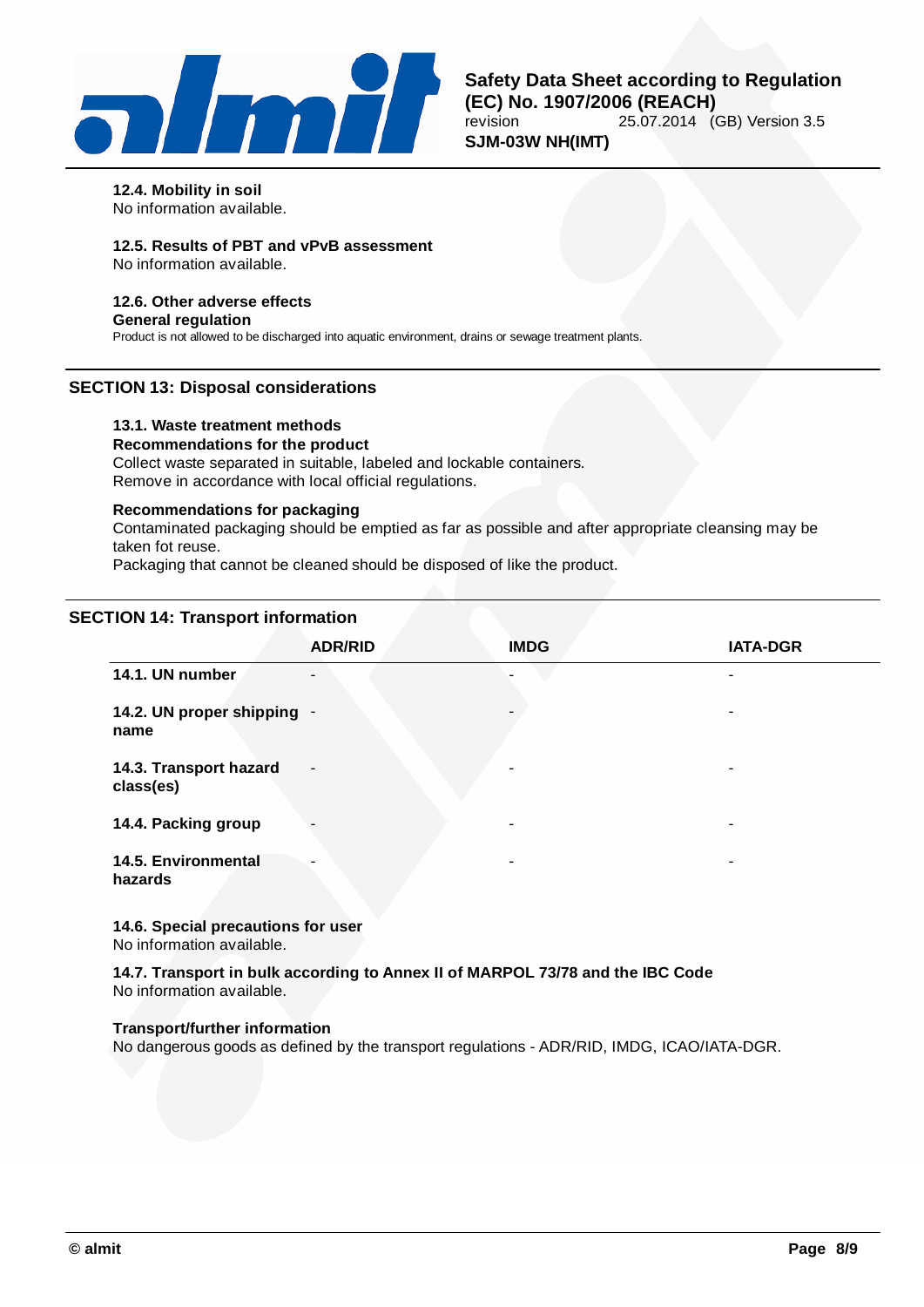### 12.4. Mobility in soil

No information available.

### 12.5. Results of PBT and vPvB assessment

No information available.

### 12.6. Other adverse effects

**General regulation**

Product is not allowed to be discharged into aquatic environment, drains or sewage treatment plants.

## SECTION 13: Disposal considerations

### 13.1. Waste treatment methods

**Recommendations for the product**

Collect waste separated in suitable, labeled and lockable containers.
Remove in accordance with local official regulations.

**Recommendations for packaging**

Contaminated packaging should be emptied as far as possible and after appropriate cleansing may be taken fot reuse.
Packaging that cannot be cleaned should be disposed of like the product.

## SECTION 14: Transport information

| | ADR/RID | IMDG | IATA-DGR |
|---|---|---|---|
| **14.1. UN number** | - | - | - |
| **14.2. UN proper shipping name** | - | - | - |
| **14.3. Transport hazard class(es)** | - | - | - |
| **14.4. Packing group** | - | - | - |
| **14.5. Environmental hazards** | - | - | - |

### 14.6. Special precautions for user

No information available.

### 14.7. Transport in bulk according to Annex II of MARPOL 73/78 and the IBC Code

No information available.

**Transport/further information**

No dangerous goods as defined by the transport regulations - ADR/RID, IMDG, ICAO/IATA-DGR.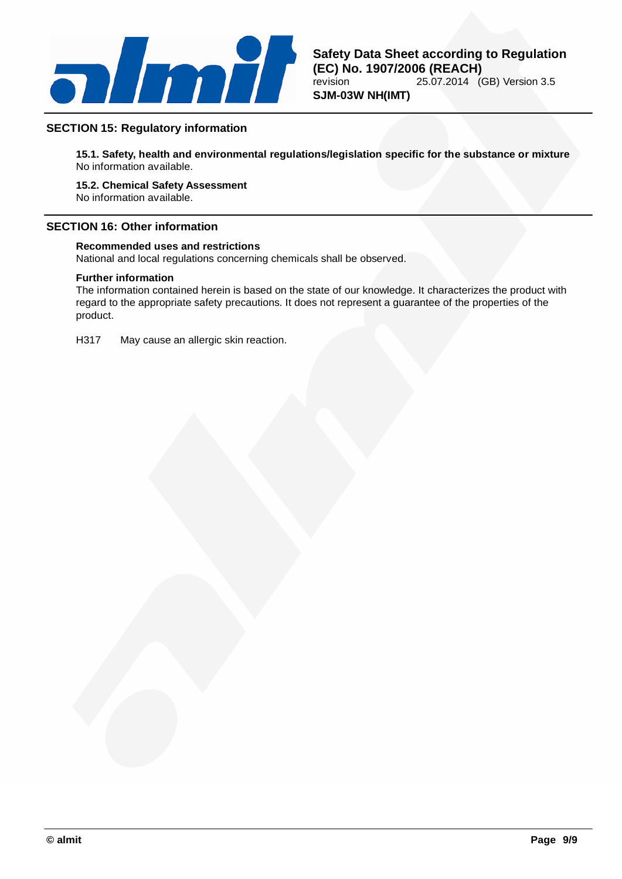## SECTION 15: Regulatory information

**15.1. Safety, health and environmental regulations/legislation specific for the substance or mixture**
No information available.

**15.2. Chemical Safety Assessment**
No information available.

## SECTION 16: Other information

**Recommended uses and restrictions**
National and local regulations concerning chemicals shall be observed.

**Further information**
The information contained herein is based on the state of our knowledge. It characterizes the product with regard to the appropriate safety precautions. It does not represent a guarantee of the properties of the product.

H317 May cause an allergic skin reaction.